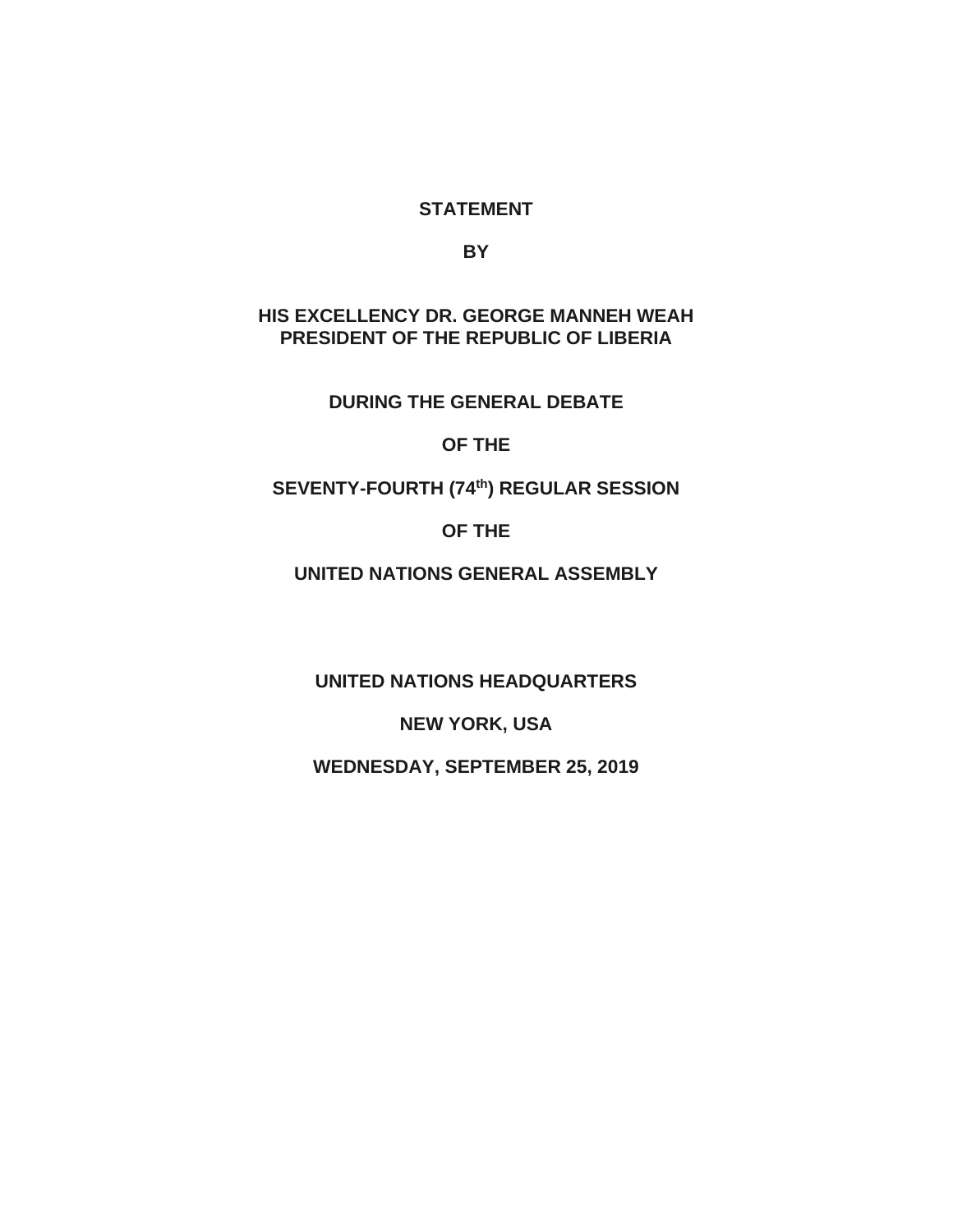**STATEMENT**

**BY**

**HIS EXCELLENCY DR. GEORGE MANNEH WEAH**
**PRESIDENT OF THE REPUBLIC OF LIBERIA**

**DURING THE GENERAL DEBATE**

**OF THE**

**SEVENTY-FOURTH (74th) REGULAR SESSION**

**OF THE**

**UNITED NATIONS GENERAL ASSEMBLY**

**UNITED NATIONS HEADQUARTERS**

**NEW YORK, USA**

**WEDNESDAY, SEPTEMBER 25, 2019**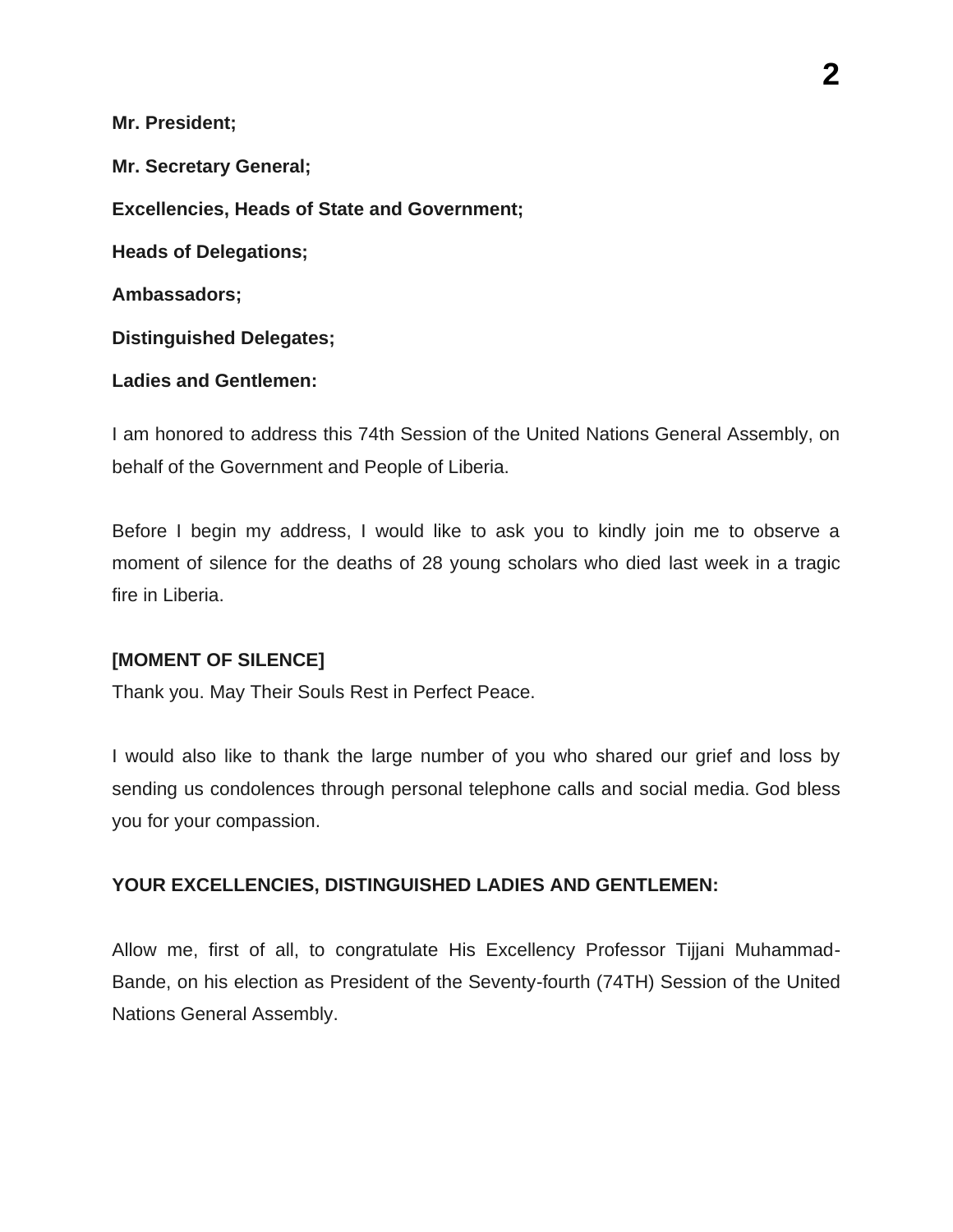**Mr. President;**

**Mr. Secretary General;**

**Excellencies, Heads of State and Government;**

**Heads of Delegations;**

**Ambassadors;**

**Distinguished Delegates;**

**Ladies and Gentlemen:**

I am honored to address this 74th Session of the United Nations General Assembly, on behalf of the Government and People of Liberia.

Before I begin my address, I would like to ask you to kindly join me to observe a moment of silence for the deaths of 28 young scholars who died last week in a tragic fire in Liberia.

**[MOMENT OF SILENCE]**

Thank you. May Their Souls Rest in Perfect Peace.

I would also like to thank the large number of you who shared our grief and loss by sending us condolences through personal telephone calls and social media. God bless you for your compassion.

**YOUR EXCELLENCIES, DISTINGUISHED LADIES AND GENTLEMEN:**

Allow me, first of all, to congratulate His Excellency Professor Tijjani Muhammad-Bande, on his election as President of the Seventy-fourth (74TH) Session of the United Nations General Assembly.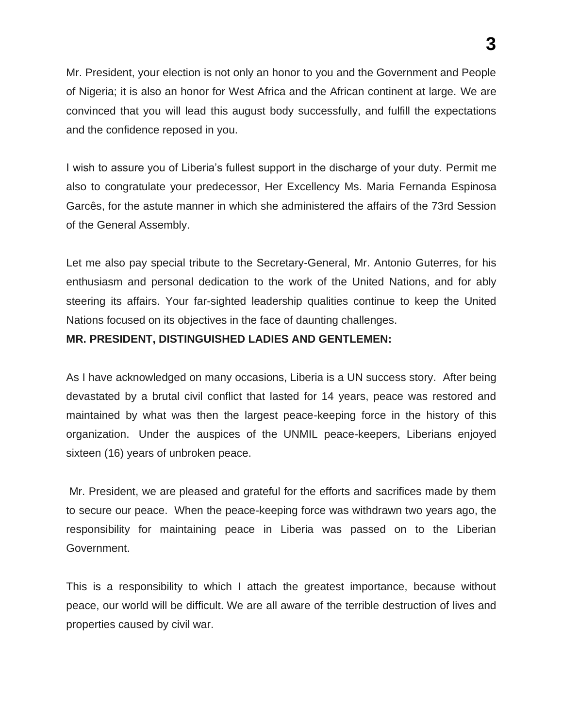Mr. President, your election is not only an honor to you and the Government and People of Nigeria; it is also an honor for West Africa and the African continent at large. We are convinced that you will lead this august body successfully, and fulfill the expectations and the confidence reposed in you.

I wish to assure you of Liberia's fullest support in the discharge of your duty. Permit me also to congratulate your predecessor, Her Excellency Ms. Maria Fernanda Espinosa Garcês, for the astute manner in which she administered the affairs of the 73rd Session of the General Assembly.

Let me also pay special tribute to the Secretary-General, Mr. Antonio Guterres, for his enthusiasm and personal dedication to the work of the United Nations, and for ably steering its affairs. Your far-sighted leadership qualities continue to keep the United Nations focused on its objectives in the face of daunting challenges.

**MR. PRESIDENT, DISTINGUISHED LADIES AND GENTLEMEN:**

As I have acknowledged on many occasions, Liberia is a UN success story. After being devastated by a brutal civil conflict that lasted for 14 years, peace was restored and maintained by what was then the largest peace-keeping force in the history of this organization. Under the auspices of the UNMIL peace-keepers, Liberians enjoyed sixteen (16) years of unbroken peace.

Mr. President, we are pleased and grateful for the efforts and sacrifices made by them to secure our peace. When the peace-keeping force was withdrawn two years ago, the responsibility for maintaining peace in Liberia was passed on to the Liberian Government.

This is a responsibility to which I attach the greatest importance, because without peace, our world will be difficult. We are all aware of the terrible destruction of lives and properties caused by civil war.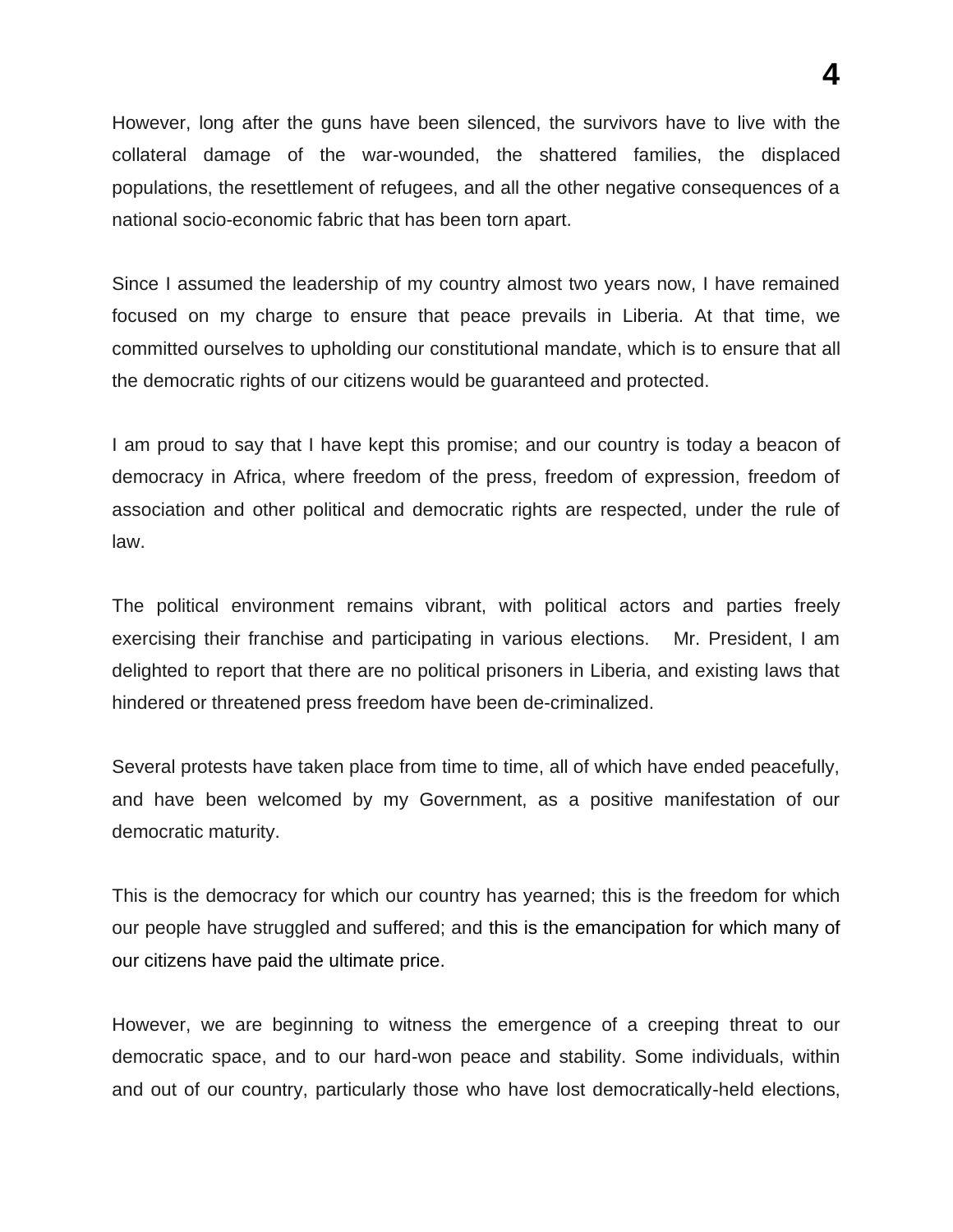However, long after the guns have been silenced, the survivors have to live with the collateral damage of the war-wounded, the shattered families, the displaced populations, the resettlement of refugees, and all the other negative consequences of a national socio-economic fabric that has been torn apart.

Since I assumed the leadership of my country almost two years now, I have remained focused on my charge to ensure that peace prevails in Liberia. At that time, we committed ourselves to upholding our constitutional mandate, which is to ensure that all the democratic rights of our citizens would be guaranteed and protected.

I am proud to say that I have kept this promise; and our country is today a beacon of democracy in Africa, where freedom of the press, freedom of expression, freedom of association and other political and democratic rights are respected, under the rule of law.

The political environment remains vibrant, with political actors and parties freely exercising their franchise and participating in various elections. Mr. President, I am delighted to report that there are no political prisoners in Liberia, and existing laws that hindered or threatened press freedom have been de-criminalized.

Several protests have taken place from time to time, all of which have ended peacefully, and have been welcomed by my Government, as a positive manifestation of our democratic maturity.

This is the democracy for which our country has yearned; this is the freedom for which our people have struggled and suffered; and this is the emancipation for which many of our citizens have paid the ultimate price.

However, we are beginning to witness the emergence of a creeping threat to our democratic space, and to our hard-won peace and stability. Some individuals, within and out of our country, particularly those who have lost democratically-held elections,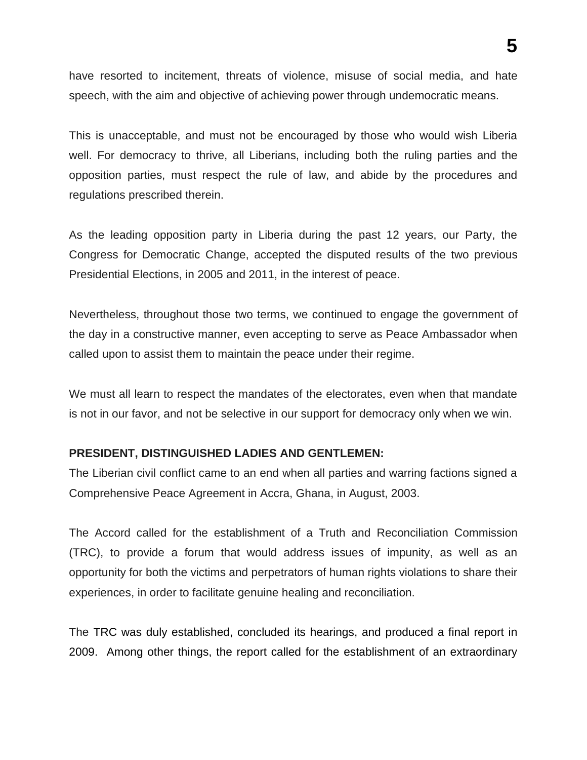have resorted to incitement, threats of violence, misuse of social media, and hate speech, with the aim and objective of achieving power through undemocratic means.

This is unacceptable, and must not be encouraged by those who would wish Liberia well. For democracy to thrive, all Liberians, including both the ruling parties and the opposition parties, must respect the rule of law, and abide by the procedures and regulations prescribed therein.

As the leading opposition party in Liberia during the past 12 years, our Party, the Congress for Democratic Change, accepted the disputed results of the two previous Presidential Elections, in 2005 and 2011, in the interest of peace.

Nevertheless, throughout those two terms, we continued to engage the government of the day in a constructive manner, even accepting to serve as Peace Ambassador when called upon to assist them to maintain the peace under their regime.

We must all learn to respect the mandates of the electorates, even when that mandate is not in our favor, and not be selective in our support for democracy only when we win.

**PRESIDENT, DISTINGUISHED LADIES AND GENTLEMEN:**

The Liberian civil conflict came to an end when all parties and warring factions signed a Comprehensive Peace Agreement in Accra, Ghana, in August, 2003.

The Accord called for the establishment of a Truth and Reconciliation Commission (TRC), to provide a forum that would address issues of impunity, as well as an opportunity for both the victims and perpetrators of human rights violations to share their experiences, in order to facilitate genuine healing and reconciliation.

The TRC was duly established, concluded its hearings, and produced a final report in 2009. Among other things, the report called for the establishment of an extraordinary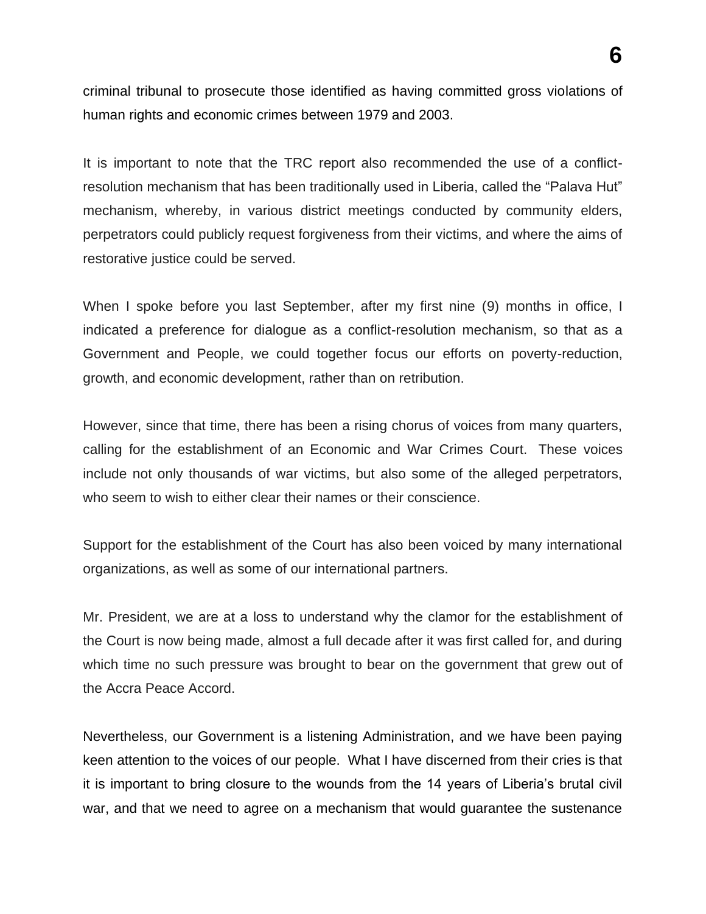criminal tribunal to prosecute those identified as having committed gross violations of human rights and economic crimes between 1979 and 2003.

It is important to note that the TRC report also recommended the use of a conflict-resolution mechanism that has been traditionally used in Liberia, called the "Palava Hut" mechanism, whereby, in various district meetings conducted by community elders, perpetrators could publicly request forgiveness from their victims, and where the aims of restorative justice could be served.

When I spoke before you last September, after my first nine (9) months in office, I indicated a preference for dialogue as a conflict-resolution mechanism, so that as a Government and People, we could together focus our efforts on poverty-reduction, growth, and economic development, rather than on retribution.

However, since that time, there has been a rising chorus of voices from many quarters, calling for the establishment of an Economic and War Crimes Court. These voices include not only thousands of war victims, but also some of the alleged perpetrators, who seem to wish to either clear their names or their conscience.

Support for the establishment of the Court has also been voiced by many international organizations, as well as some of our international partners.

Mr. President, we are at a loss to understand why the clamor for the establishment of the Court is now being made, almost a full decade after it was first called for, and during which time no such pressure was brought to bear on the government that grew out of the Accra Peace Accord.

Nevertheless, our Government is a listening Administration, and we have been paying keen attention to the voices of our people. What I have discerned from their cries is that it is important to bring closure to the wounds from the 14 years of Liberia's brutal civil war, and that we need to agree on a mechanism that would guarantee the sustenance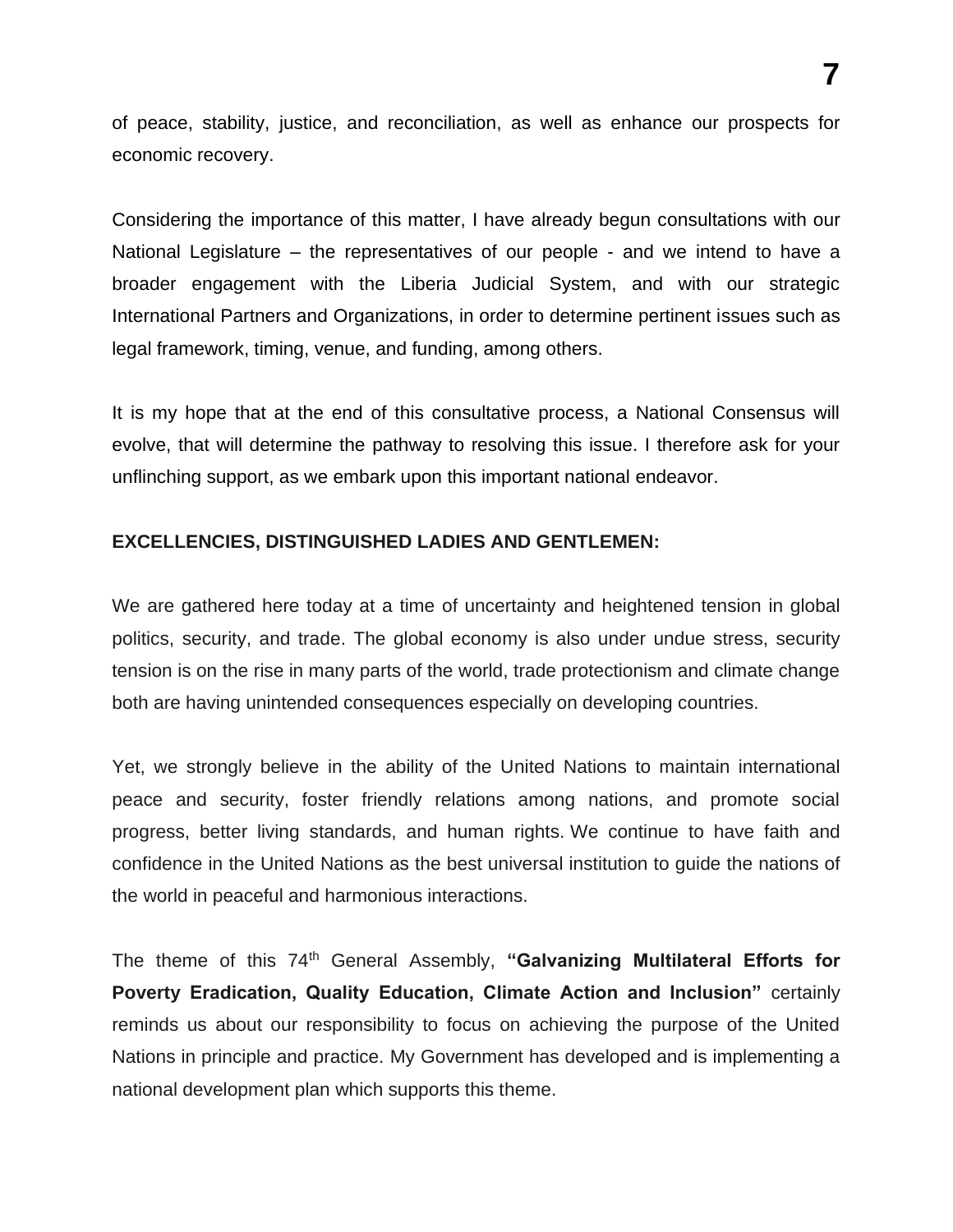of peace, stability, justice, and reconciliation, as well as enhance our prospects for economic recovery.

Considering the importance of this matter, I have already begun consultations with our National Legislature – the representatives of our people - and we intend to have a broader engagement with the Liberia Judicial System, and with our strategic International Partners and Organizations, in order to determine pertinent issues such as legal framework, timing, venue, and funding, among others.

It is my hope that at the end of this consultative process, a National Consensus will evolve, that will determine the pathway to resolving this issue. I therefore ask for your unflinching support, as we embark upon this important national endeavor.

**EXCELLENCIES, DISTINGUISHED LADIES AND GENTLEMEN:**

We are gathered here today at a time of uncertainty and heightened tension in global politics, security, and trade. The global economy is also under undue stress, security tension is on the rise in many parts of the world, trade protectionism and climate change both are having unintended consequences especially on developing countries.

Yet, we strongly believe in the ability of the United Nations to maintain international peace and security, foster friendly relations among nations, and promote social progress, better living standards, and human rights. We continue to have faith and confidence in the United Nations as the best universal institution to guide the nations of the world in peaceful and harmonious interactions.

The theme of this 74th General Assembly, **"Galvanizing Multilateral Efforts for Poverty Eradication, Quality Education, Climate Action and Inclusion"** certainly reminds us about our responsibility to focus on achieving the purpose of the United Nations in principle and practice. My Government has developed and is implementing a national development plan which supports this theme.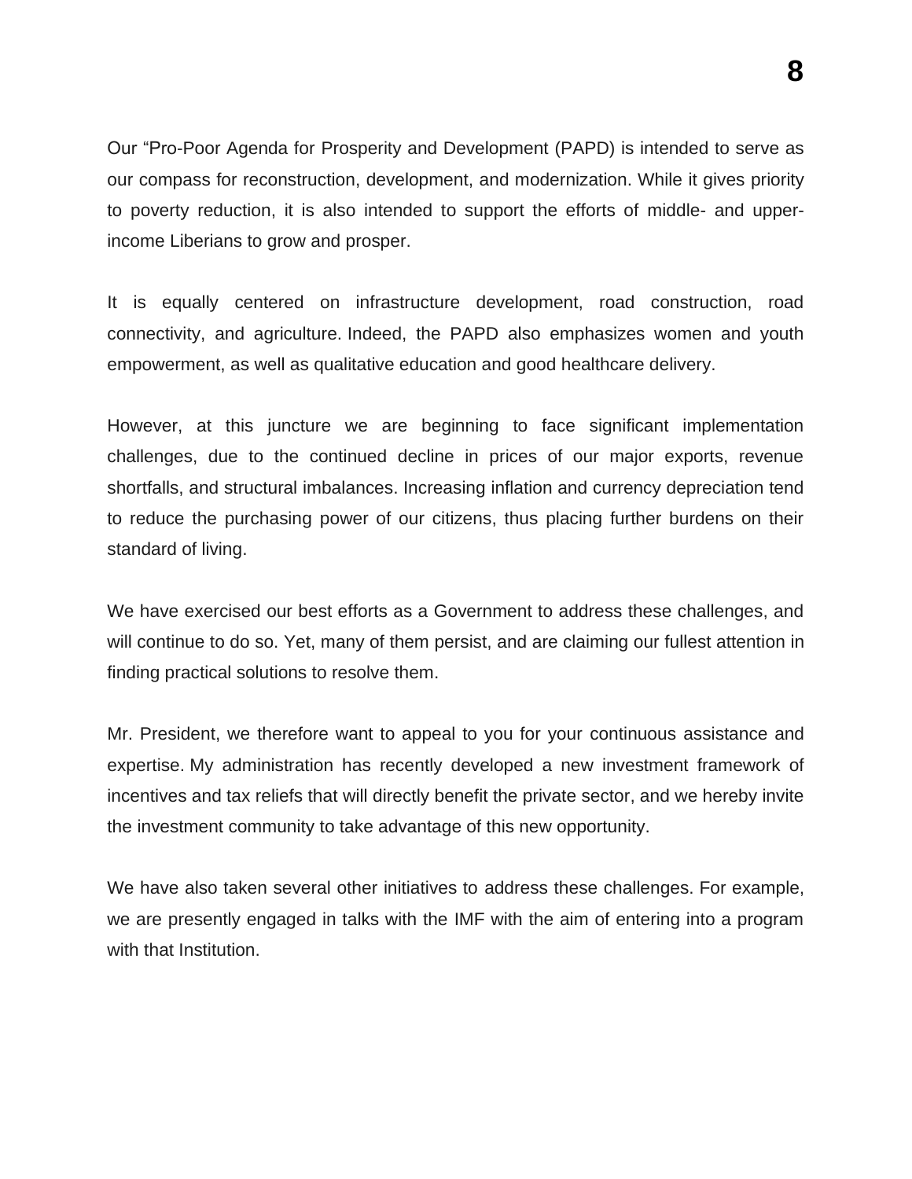Our "Pro-Poor Agenda for Prosperity and Development (PAPD) is intended to serve as our compass for reconstruction, development, and modernization. While it gives priority to poverty reduction, it is also intended to support the efforts of middle- and upper-income Liberians to grow and prosper.

It is equally centered on infrastructure development, road construction, road connectivity, and agriculture. Indeed, the PAPD also emphasizes women and youth empowerment, as well as qualitative education and good healthcare delivery.

However, at this juncture we are beginning to face significant implementation challenges, due to the continued decline in prices of our major exports, revenue shortfalls, and structural imbalances. Increasing inflation and currency depreciation tend to reduce the purchasing power of our citizens, thus placing further burdens on their standard of living.

We have exercised our best efforts as a Government to address these challenges, and will continue to do so. Yet, many of them persist, and are claiming our fullest attention in finding practical solutions to resolve them.

Mr. President, we therefore want to appeal to you for your continuous assistance and expertise. My administration has recently developed a new investment framework of incentives and tax reliefs that will directly benefit the private sector, and we hereby invite the investment community to take advantage of this new opportunity.

We have also taken several other initiatives to address these challenges. For example, we are presently engaged in talks with the IMF with the aim of entering into a program with that Institution.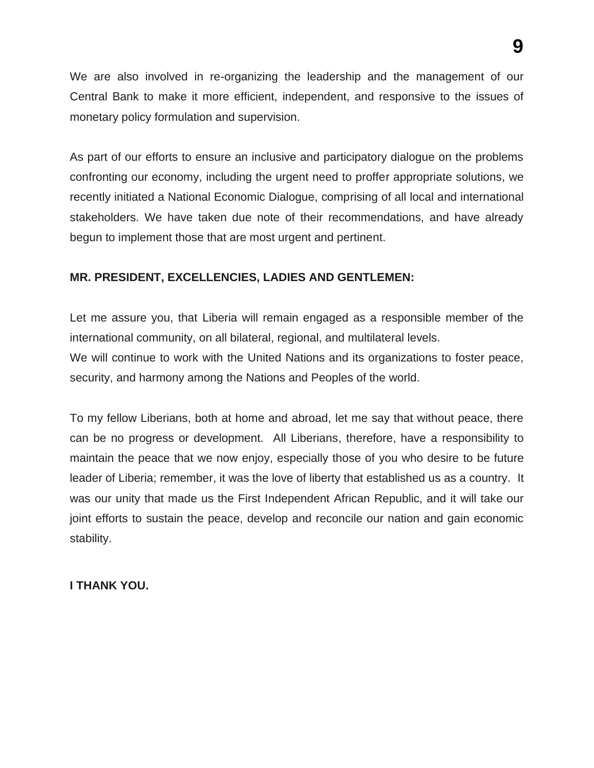We are also involved in re-organizing the leadership and the management of our Central Bank to make it more efficient, independent, and responsive to the issues of monetary policy formulation and supervision.

As part of our efforts to ensure an inclusive and participatory dialogue on the problems confronting our economy, including the urgent need to proffer appropriate solutions, we recently initiated a National Economic Dialogue, comprising of all local and international stakeholders. We have taken due note of their recommendations, and have already begun to implement those that are most urgent and pertinent.

**MR. PRESIDENT, EXCELLENCIES, LADIES AND GENTLEMEN:**

Let me assure you, that Liberia will remain engaged as a responsible member of the international community, on all bilateral, regional, and multilateral levels.
We will continue to work with the United Nations and its organizations to foster peace, security, and harmony among the Nations and Peoples of the world.

To my fellow Liberians, both at home and abroad, let me say that without peace, there can be no progress or development. All Liberians, therefore, have a responsibility to maintain the peace that we now enjoy, especially those of you who desire to be future leader of Liberia; remember, it was the love of liberty that established us as a country. It was our unity that made us the First Independent African Republic, and it will take our joint efforts to sustain the peace, develop and reconcile our nation and gain economic stability.

**I THANK YOU.**